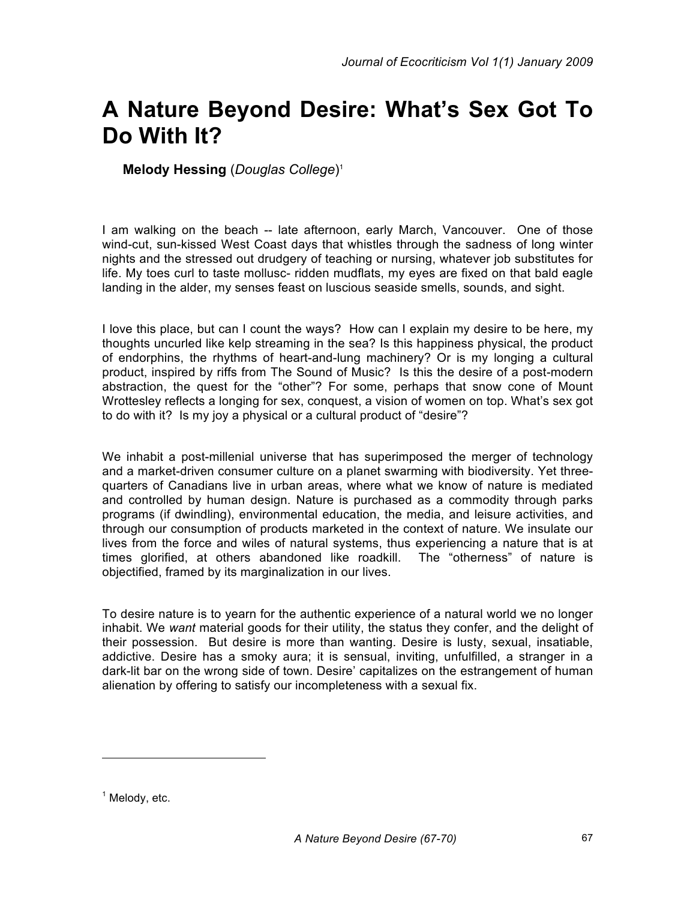# A Nature Beyond Desire: What's Sex Got To Do With It?

**Melody Hessing** (*Douglas College*)[1]

I am walking on the beach -- late afternoon, early March, Vancouver. One of those wind-cut, sun-kissed West Coast days that whistles through the sadness of long winter nights and the stressed out drudgery of teaching or nursing, whatever job substitutes for life. My toes curl to taste mollusc- ridden mudflats, my eyes are fixed on that bald eagle landing in the alder, my senses feast on luscious seaside smells, sounds, and sight.

I love this place, but can I count the ways? How can I explain my desire to be here, my thoughts uncurled like kelp streaming in the sea? Is this happiness physical, the product of endorphins, the rhythms of heart-and-lung machinery? Or is my longing a cultural product, inspired by riffs from The Sound of Music? Is this the desire of a post-modern abstraction, the quest for the "other"? For some, perhaps that snow cone of Mount Wrottesley reflects a longing for sex, conquest, a vision of women on top. What's sex got to do with it? Is my joy a physical or a cultural product of "desire"?

We inhabit a post-millenial universe that has superimposed the merger of technology and a market-driven consumer culture on a planet swarming with biodiversity. Yet three-quarters of Canadians live in urban areas, where what we know of nature is mediated and controlled by human design. Nature is purchased as a commodity through parks programs (if dwindling), environmental education, the media, and leisure activities, and through our consumption of products marketed in the context of nature. We insulate our lives from the force and wiles of natural systems, thus experiencing a nature that is at times glorified, at others abandoned like roadkill. The "otherness" of nature is objectified, framed by its marginalization in our lives.

To desire nature is to yearn for the authentic experience of a natural world we no longer inhabit. We *want* material goods for their utility, the status they confer, and the delight of their possession. But desire is more than wanting. Desire is lusty, sexual, insatiable, addictive. Desire has a smoky aura; it is sensual, inviting, unfulfilled, a stranger in a dark-lit bar on the wrong side of town. Desire' capitalizes on the estrangement of human alienation by offering to satisfy our incompleteness with a sexual fix.

---

[1] Melody, etc.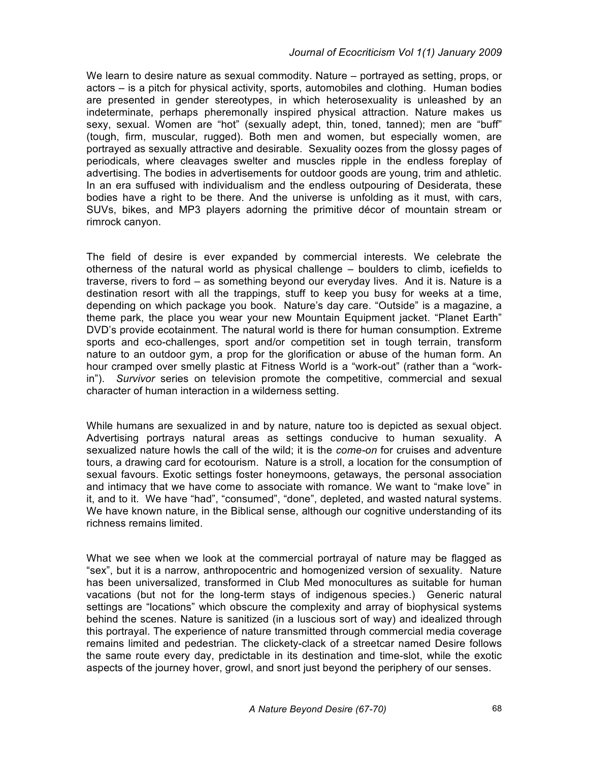We learn to desire nature as sexual commodity. Nature – portrayed as setting, props, or actors – is a pitch for physical activity, sports, automobiles and clothing. Human bodies are presented in gender stereotypes, in which heterosexuality is unleashed by an indeterminate, perhaps pheremonally inspired physical attraction. Nature makes us sexy, sexual. Women are "hot" (sexually adept, thin, toned, tanned); men are "buff" (tough, firm, muscular, rugged). Both men and women, but especially women, are portrayed as sexually attractive and desirable. Sexuality oozes from the glossy pages of periodicals, where cleavages swelter and muscles ripple in the endless foreplay of advertising. The bodies in advertisements for outdoor goods are young, trim and athletic. In an era suffused with individualism and the endless outpouring of Desiderata, these bodies have a right to be there. And the universe is unfolding as it must, with cars, SUVs, bikes, and MP3 players adorning the primitive décor of mountain stream or rimrock canyon.

The field of desire is ever expanded by commercial interests. We celebrate the otherness of the natural world as physical challenge – boulders to climb, icefields to traverse, rivers to ford – as something beyond our everyday lives. And it is. Nature is a destination resort with all the trappings, stuff to keep you busy for weeks at a time, depending on which package you book. Nature's day care. "Outside" is a magazine, a theme park, the place you wear your new Mountain Equipment jacket. "Planet Earth" DVD's provide ecotainment. The natural world is there for human consumption. Extreme sports and eco-challenges, sport and/or competition set in tough terrain, transform nature to an outdoor gym, a prop for the glorification or abuse of the human form. An hour cramped over smelly plastic at Fitness World is a "work-out" (rather than a "work-in"). *Survivor* series on television promote the competitive, commercial and sexual character of human interaction in a wilderness setting.

While humans are sexualized in and by nature, nature too is depicted as sexual object. Advertising portrays natural areas as settings conducive to human sexuality. A sexualized nature howls the call of the wild; it is the *come-on* for cruises and adventure tours, a drawing card for ecotourism. Nature is a stroll, a location for the consumption of sexual favours. Exotic settings foster honeymoons, getaways, the personal association and intimacy that we have come to associate with romance. We want to "make love" in it, and to it. We have "had", "consumed", "done", depleted, and wasted natural systems. We have known nature, in the Biblical sense, although our cognitive understanding of its richness remains limited.

What we see when we look at the commercial portrayal of nature may be flagged as "sex", but it is a narrow, anthropocentric and homogenized version of sexuality. Nature has been universalized, transformed in Club Med monocultures as suitable for human vacations (but not for the long-term stays of indigenous species.) Generic natural settings are "locations" which obscure the complexity and array of biophysical systems behind the scenes. Nature is sanitized (in a luscious sort of way) and idealized through this portrayal. The experience of nature transmitted through commercial media coverage remains limited and pedestrian. The clickety-clack of a streetcar named Desire follows the same route every day, predictable in its destination and time-slot, while the exotic aspects of the journey hover, growl, and snort just beyond the periphery of our senses.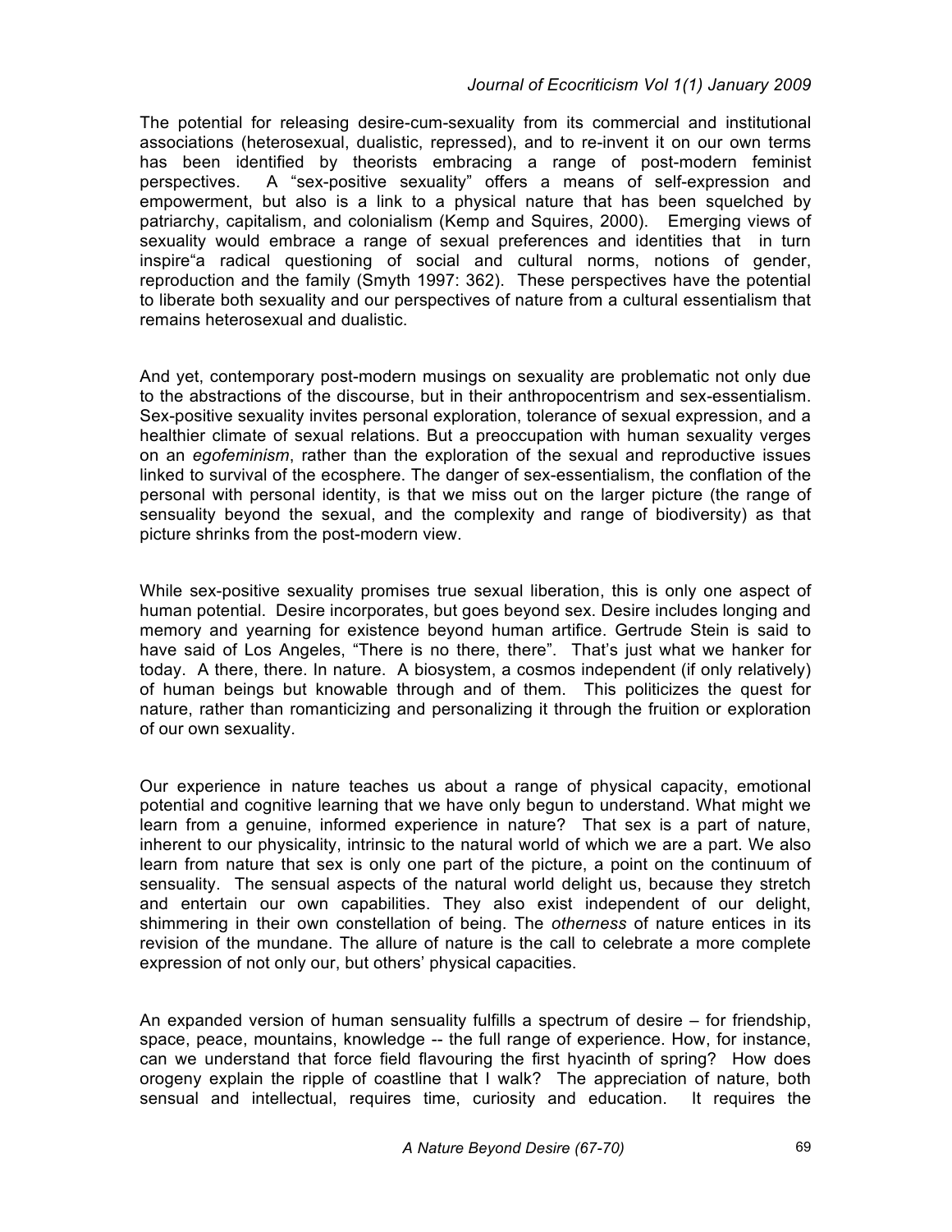The potential for releasing desire-cum-sexuality from its commercial and institutional associations (heterosexual, dualistic, repressed), and to re-invent it on our own terms has been identified by theorists embracing a range of post-modern feminist perspectives. A "sex-positive sexuality" offers a means of self-expression and empowerment, but also is a link to a physical nature that has been squelched by patriarchy, capitalism, and colonialism (Kemp and Squires, 2000). Emerging views of sexuality would embrace a range of sexual preferences and identities that in turn inspire"a radical questioning of social and cultural norms, notions of gender, reproduction and the family (Smyth 1997: 362). These perspectives have the potential to liberate both sexuality and our perspectives of nature from a cultural essentialism that remains heterosexual and dualistic.

And yet, contemporary post-modern musings on sexuality are problematic not only due to the abstractions of the discourse, but in their anthropocentrism and sex-essentialism. Sex-positive sexuality invites personal exploration, tolerance of sexual expression, and a healthier climate of sexual relations. But a preoccupation with human sexuality verges on an *egofeminism*, rather than the exploration of the sexual and reproductive issues linked to survival of the ecosphere. The danger of sex-essentialism, the conflation of the personal with personal identity, is that we miss out on the larger picture (the range of sensuality beyond the sexual, and the complexity and range of biodiversity) as that picture shrinks from the post-modern view.

While sex-positive sexuality promises true sexual liberation, this is only one aspect of human potential. Desire incorporates, but goes beyond sex. Desire includes longing and memory and yearning for existence beyond human artifice. Gertrude Stein is said to have said of Los Angeles, "There is no there, there". That's just what we hanker for today. A there, there. In nature. A biosystem, a cosmos independent (if only relatively) of human beings but knowable through and of them. This politicizes the quest for nature, rather than romanticizing and personalizing it through the fruition or exploration of our own sexuality.

Our experience in nature teaches us about a range of physical capacity, emotional potential and cognitive learning that we have only begun to understand. What might we learn from a genuine, informed experience in nature? That sex is a part of nature, inherent to our physicality, intrinsic to the natural world of which we are a part. We also learn from nature that sex is only one part of the picture, a point on the continuum of sensuality. The sensual aspects of the natural world delight us, because they stretch and entertain our own capabilities. They also exist independent of our delight, shimmering in their own constellation of being. The *otherness* of nature entices in its revision of the mundane. The allure of nature is the call to celebrate a more complete expression of not only our, but others' physical capacities.

An expanded version of human sensuality fulfills a spectrum of desire – for friendship, space, peace, mountains, knowledge -- the full range of experience. How, for instance, can we understand that force field flavouring the first hyacinth of spring? How does orogeny explain the ripple of coastline that I walk? The appreciation of nature, both sensual and intellectual, requires time, curiosity and education. It requires the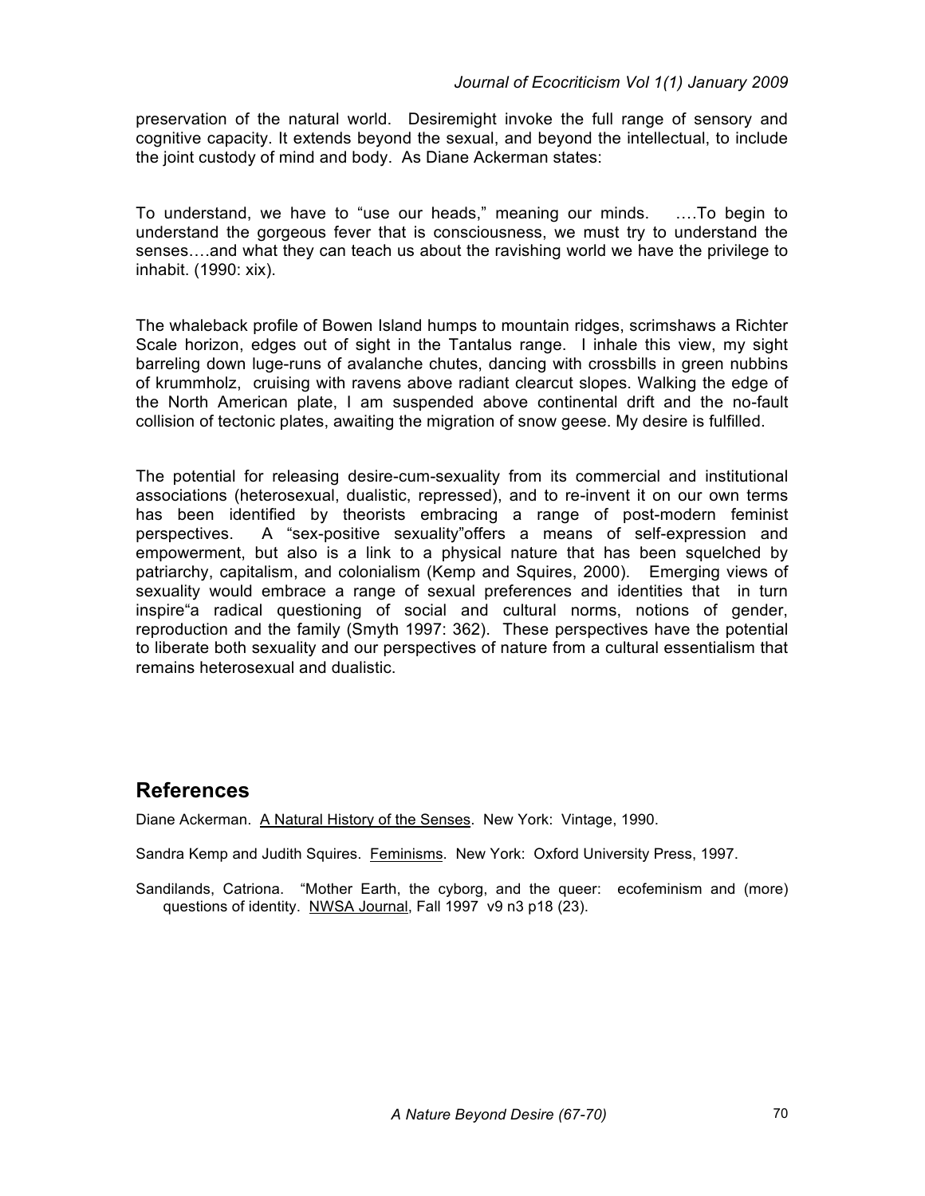preservation of the natural world. Desiremight invoke the full range of sensory and cognitive capacity. It extends beyond the sexual, and beyond the intellectual, to include the joint custody of mind and body. As Diane Ackerman states:

To understand, we have to "use our heads," meaning our minds. ….To begin to understand the gorgeous fever that is consciousness, we must try to understand the senses….and what they can teach us about the ravishing world we have the privilege to inhabit. (1990: xix).

The whaleback profile of Bowen Island humps to mountain ridges, scrimshaws a Richter Scale horizon, edges out of sight in the Tantalus range. I inhale this view, my sight barreling down luge-runs of avalanche chutes, dancing with crossbills in green nubbins of krummholz, cruising with ravens above radiant clearcut slopes. Walking the edge of the North American plate, I am suspended above continental drift and the no-fault collision of tectonic plates, awaiting the migration of snow geese. My desire is fulfilled.

The potential for releasing desire-cum-sexuality from its commercial and institutional associations (heterosexual, dualistic, repressed), and to re-invent it on our own terms has been identified by theorists embracing a range of post-modern feminist perspectives. A "sex-positive sexuality"offers a means of self-expression and empowerment, but also is a link to a physical nature that has been squelched by patriarchy, capitalism, and colonialism (Kemp and Squires, 2000). Emerging views of sexuality would embrace a range of sexual preferences and identities that in turn inspire"a radical questioning of social and cultural norms, notions of gender, reproduction and the family (Smyth 1997: 362). These perspectives have the potential to liberate both sexuality and our perspectives of nature from a cultural essentialism that remains heterosexual and dualistic.

## References

Diane Ackerman. A Natural History of the Senses. New York: Vintage, 1990.

Sandra Kemp and Judith Squires. Feminisms. New York: Oxford University Press, 1997.

Sandilands, Catriona. "Mother Earth, the cyborg, and the queer: ecofeminism and (more) questions of identity. NWSA Journal, Fall 1997 v9 n3 p18 (23).